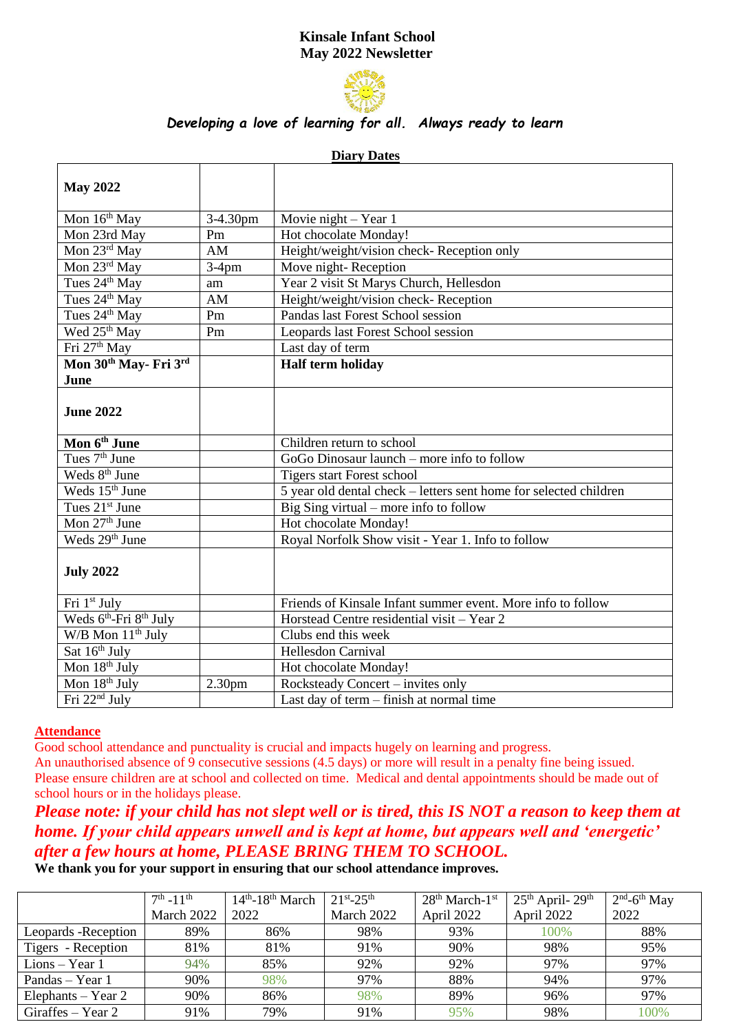# Kinsale Infant School
## May 2022 Newsletter

***Developing a love of learning for all. Always ready to learn***

**Diary Dates**

| **May 2022** | | |
|---|---|---|
| Mon 16th May | 3-4.30pm | Movie night – Year 1 |
| Mon 23rd May | Pm | Hot chocolate Monday! |
| Mon 23rd May | AM | Height/weight/vision check- Reception only |
| Mon 23rd May | 3-4pm | Move night- Reception |
| Tues 24th May | am | Year 2 visit St Marys Church, Hellesdon |
| Tues 24th May | AM | Height/weight/vision check- Reception |
| Tues 24th May | Pm | Pandas last Forest School session |
| Wed 25th May | Pm | Leopards last Forest School session |
| Fri 27th May | | Last day of term |
| **Mon 30th May- Fri 3rd June** | | **Half term holiday** |
| **June 2022** | | |
| **Mon 6th June** | | Children return to school |
| Tues 7th June | | GoGo Dinosaur launch – more info to follow |
| Weds 8th June | | Tigers start Forest school |
| Weds 15th June | | 5 year old dental check – letters sent home for selected children |
| Tues 21st June | | Big Sing virtual – more info to follow |
| Mon 27th June | | Hot chocolate Monday! |
| Weds 29th June | | Royal Norfolk Show visit - Year 1. Info to follow |
| **July 2022** | | |
| Fri 1st July | | Friends of Kinsale Infant summer event. More info to follow |
| Weds 6th-Fri 8th July | | Horstead Centre residential visit – Year 2 |
| W/B Mon 11th July | | Clubs end this week |
| Sat 16th July | | Hellesdon Carnival |
| Mon 18th July | | Hot chocolate Monday! |
| Mon 18th July | 2.30pm | Rocksteady Concert – invites only |
| Fri 22nd July | | Last day of term – finish at normal time |

**Attendance**

Good school attendance and punctuality is crucial and impacts hugely on learning and progress.
An unauthorised absence of 9 consecutive sessions (4.5 days) or more will result in a penalty fine being issued.
Please ensure children are at school and collected on time. Medical and dental appointments should be made out of school hours or in the holidays please.

***Please note: if your child has not slept well or is tired, this IS NOT a reason to keep them at home. If your child appears unwell and is kept at home, but appears well and 'energetic' after a few hours at home, PLEASE BRING THEM TO SCHOOL.***

**We thank you for your support in ensuring that our school attendance improves.**

| | 7th -11th March 2022 | 14th-18th March 2022 | 21st-25th March 2022 | 28th March-1st April 2022 | 25th April- 29th April 2022 | 2nd-6th May 2022 |
|---|---|---|---|---|---|---|
| Leopards -Reception | 89% | 86% | 98% | 93% | 100% | 88% |
| Tigers - Reception | 81% | 81% | 91% | 90% | 98% | 95% |
| Lions – Year 1 | 94% | 85% | 92% | 92% | 97% | 97% |
| Pandas – Year 1 | 90% | 98% | 97% | 88% | 94% | 97% |
| Elephants – Year 2 | 90% | 86% | 98% | 89% | 96% | 97% |
| Giraffes – Year 2 | 91% | 79% | 91% | 95% | 98% | 100% |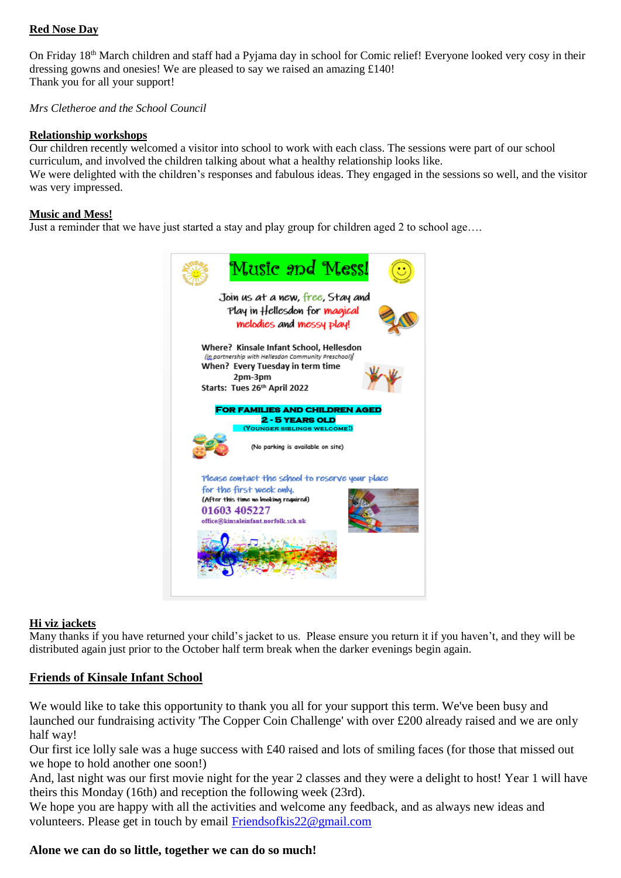**Red Nose Day**

On Friday 18th March children and staff had a Pyjama day in school for Comic relief! Everyone looked very cosy in their dressing gowns and onesies! We are pleased to say we raised an amazing £140!
Thank you for all your support!

*Mrs Cletheroe and the School Council*

**Relationship workshops**

Our children recently welcomed a visitor into school to work with each class. The sessions were part of our school curriculum, and involved the children talking about what a healthy relationship looks like.
We were delighted with the children's responses and fabulous ideas. They engaged in the sessions so well, and the visitor was very impressed.

**Music and Mess!**

Just a reminder that we have just started a stay and play group for children aged 2 to school age….

**Music and Mess!**

Join us at a new, free, Stay and Play in Hellesdon for magical melodies and messy play!

Where? Kinsale Infant School, Hellesdon
(in partnership with Hellesdon Community Preschool)
When? Every Tuesday in term time
2pm-3pm
Starts: Tues 26th April 2022

**FOR FAMILIES AND CHILDREN AGED 2 - 5 YEARS OLD**
**(YOUNGER SIBLINGS WELCOME!)**

(No parking is available on site)

Please contact the school to reserve your place for the first week only.
(After this time no booking required)
01603 405227
office@kinsaleinfant.norfolk.sch.uk

**Hi viz jackets**

Many thanks if you have returned your child's jacket to us. Please ensure you return it if you haven't, and they will be distributed again just prior to the October half term break when the darker evenings begin again.

**Friends of Kinsale Infant School**

We would like to take this opportunity to thank you all for your support this term. We've been busy and launched our fundraising activity 'The Copper Coin Challenge' with over £200 already raised and we are only half way!
Our first ice lolly sale was a huge success with £40 raised and lots of smiling faces (for those that missed out we hope to hold another one soon!)
And, last night was our first movie night for the year 2 classes and they were a delight to host! Year 1 will have theirs this Monday (16th) and reception the following week (23rd).
We hope you are happy with all the activities and welcome any feedback, and as always new ideas and volunteers. Please get in touch by email Friendsofkis22@gmail.com

**Alone we can do so little, together we can do so much!**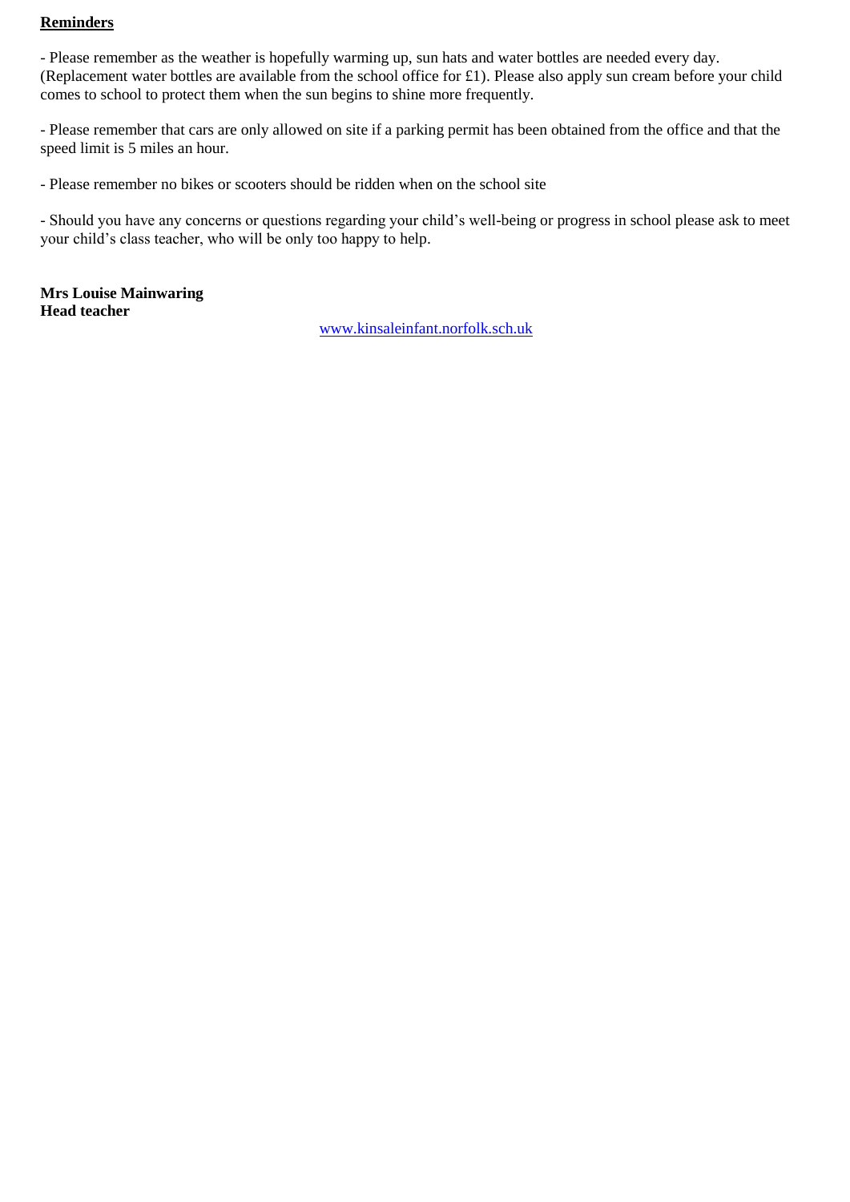**<u>Reminders</u>**

- Please remember as the weather is hopefully warming up, sun hats and water bottles are needed every day. (Replacement water bottles are available from the school office for £1). Please also apply sun cream before your child comes to school to protect them when the sun begins to shine more frequently.

- Please remember that cars are only allowed on site if a parking permit has been obtained from the office and that the speed limit is 5 miles an hour.

- Please remember no bikes or scooters should be ridden when on the school site

- Should you have any concerns or questions regarding your child's well-being or progress in school please ask to meet your child's class teacher, who will be only too happy to help.

**Mrs Louise Mainwaring**
**Head teacher**

www.kinsaleinfant.norfolk.sch.uk